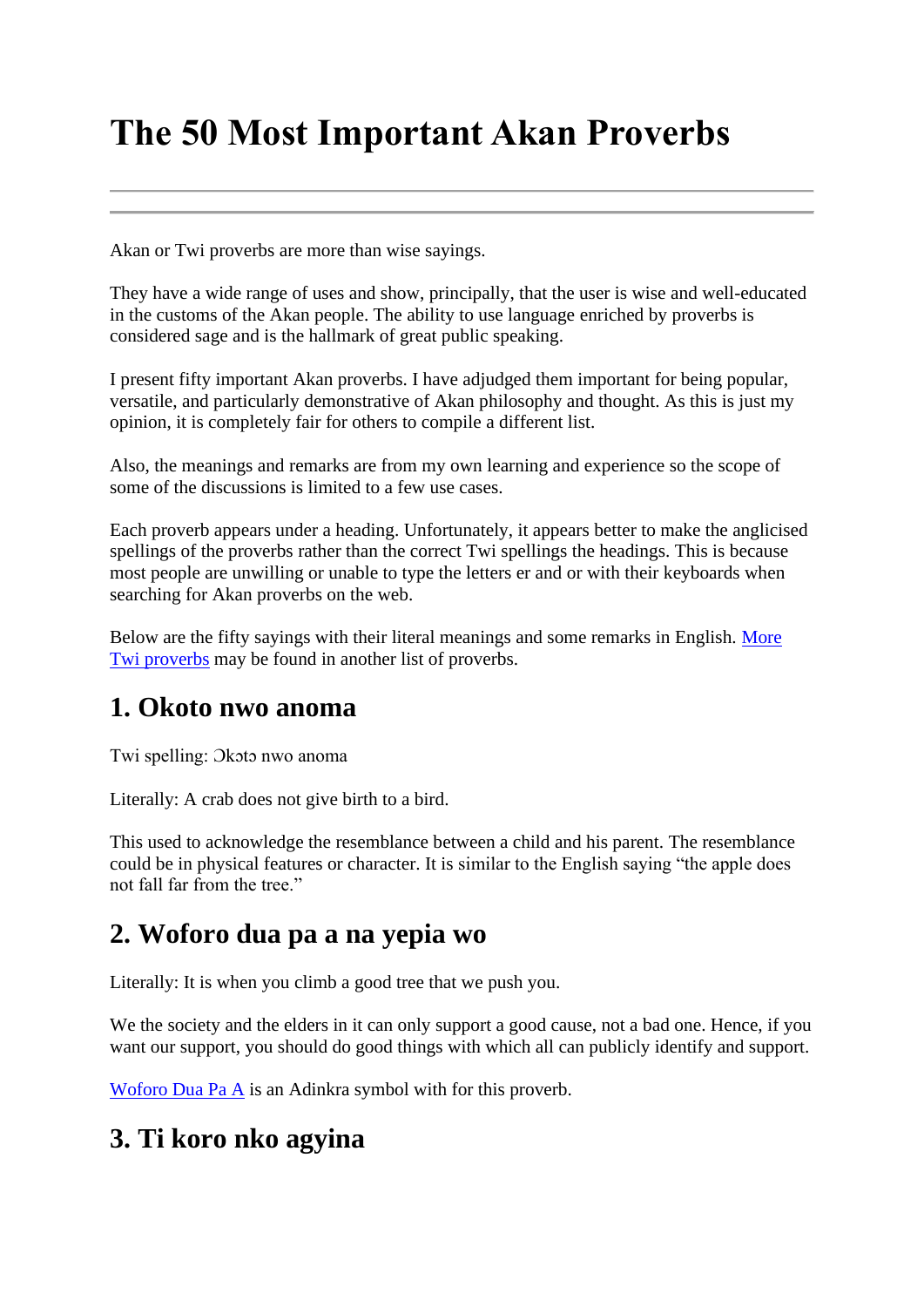# The 50 Most Important Akan Proverbs

---

Akan or Twi proverbs are more than wise sayings.

They have a wide range of uses and show, principally, that the user is wise and well-educated in the customs of the Akan people. The ability to use language enriched by proverbs is considered sage and is the hallmark of great public speaking.

I present fifty important Akan proverbs. I have adjudged them important for being popular, versatile, and particularly demonstrative of Akan philosophy and thought. As this is just my opinion, it is completely fair for others to compile a different list.

Also, the meanings and remarks are from my own learning and experience so the scope of some of the discussions is limited to a few use cases.

Each proverb appears under a heading. Unfortunately, it appears better to make the anglicised spellings of the proverbs rather than the correct Twi spellings the headings. This is because most people are unwilling or unable to type the letters er and or with their keyboards when searching for Akan proverbs on the web.

Below are the fifty sayings with their literal meanings and some remarks in English. [More Twi proverbs] may be found in another list of proverbs.

## 1. Okoto nwo anoma

Twi spelling: Ɔkɔtɔ nwo anoma

Literally: A crab does not give birth to a bird.

This used to acknowledge the resemblance between a child and his parent. The resemblance could be in physical features or character. It is similar to the English saying "the apple does not fall far from the tree."

## 2. Woforo dua pa a na yepia wo

Literally: It is when you climb a good tree that we push you.

We the society and the elders in it can only support a good cause, not a bad one. Hence, if you want our support, you should do good things with which all can publicly identify and support.

[Woforo Dua Pa A] is an Adinkra symbol with for this proverb.

## 3. Ti koro nko agyina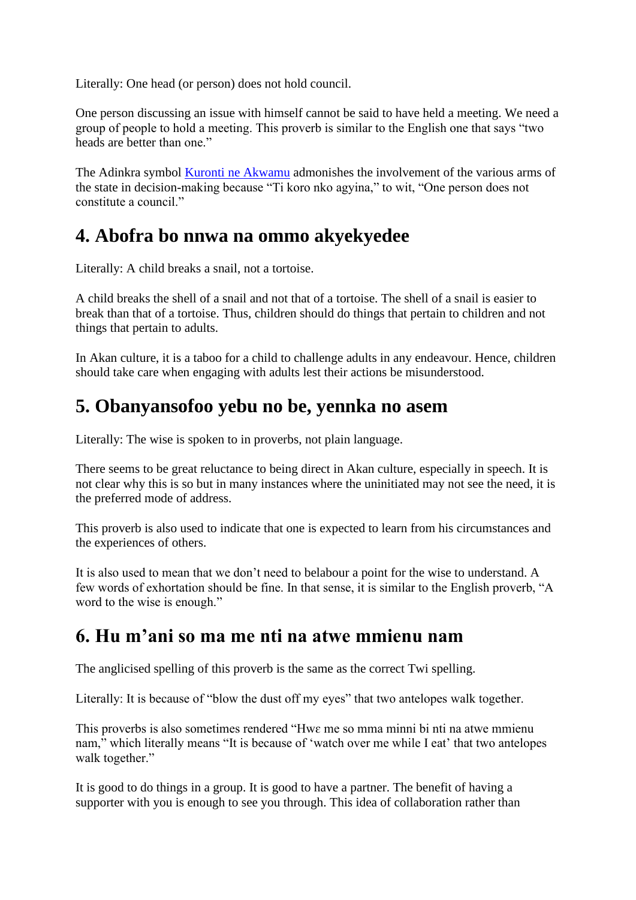Literally: One head (or person) does not hold council.

One person discussing an issue with himself cannot be said to have held a meeting. We need a group of people to hold a meeting. This proverb is similar to the English one that says "two heads are better than one."

The Adinkra symbol [Kuronti ne Akwamu] admonishes the involvement of the various arms of the state in decision-making because "Ti koro nko agyina," to wit, "One person does not constitute a council."

## 4. Abofra bo nnwa na ommo akyekyedee

Literally: A child breaks a snail, not a tortoise.

A child breaks the shell of a snail and not that of a tortoise. The shell of a snail is easier to break than that of a tortoise. Thus, children should do things that pertain to children and not things that pertain to adults.

In Akan culture, it is a taboo for a child to challenge adults in any endeavour. Hence, children should take care when engaging with adults lest their actions be misunderstood.

## 5. Obanyansofoo yebu no be, yennka no asem

Literally: The wise is spoken to in proverbs, not plain language.

There seems to be great reluctance to being direct in Akan culture, especially in speech. It is not clear why this is so but in many instances where the uninitiated may not see the need, it is the preferred mode of address.

This proverb is also used to indicate that one is expected to learn from his circumstances and the experiences of others.

It is also used to mean that we don't need to belabour a point for the wise to understand. A few words of exhortation should be fine. In that sense, it is similar to the English proverb, "A word to the wise is enough."

## 6. Hu m'ani so ma me nti na atwe mmienu nam

The anglicised spelling of this proverb is the same as the correct Twi spelling.

Literally: It is because of "blow the dust off my eyes" that two antelopes walk together.

This proverbs is also sometimes rendered "Hwɛ me so mma minni bi nti na atwe mmienu nam," which literally means "It is because of 'watch over me while I eat' that two antelopes walk together."

It is good to do things in a group. It is good to have a partner. The benefit of having a supporter with you is enough to see you through. This idea of collaboration rather than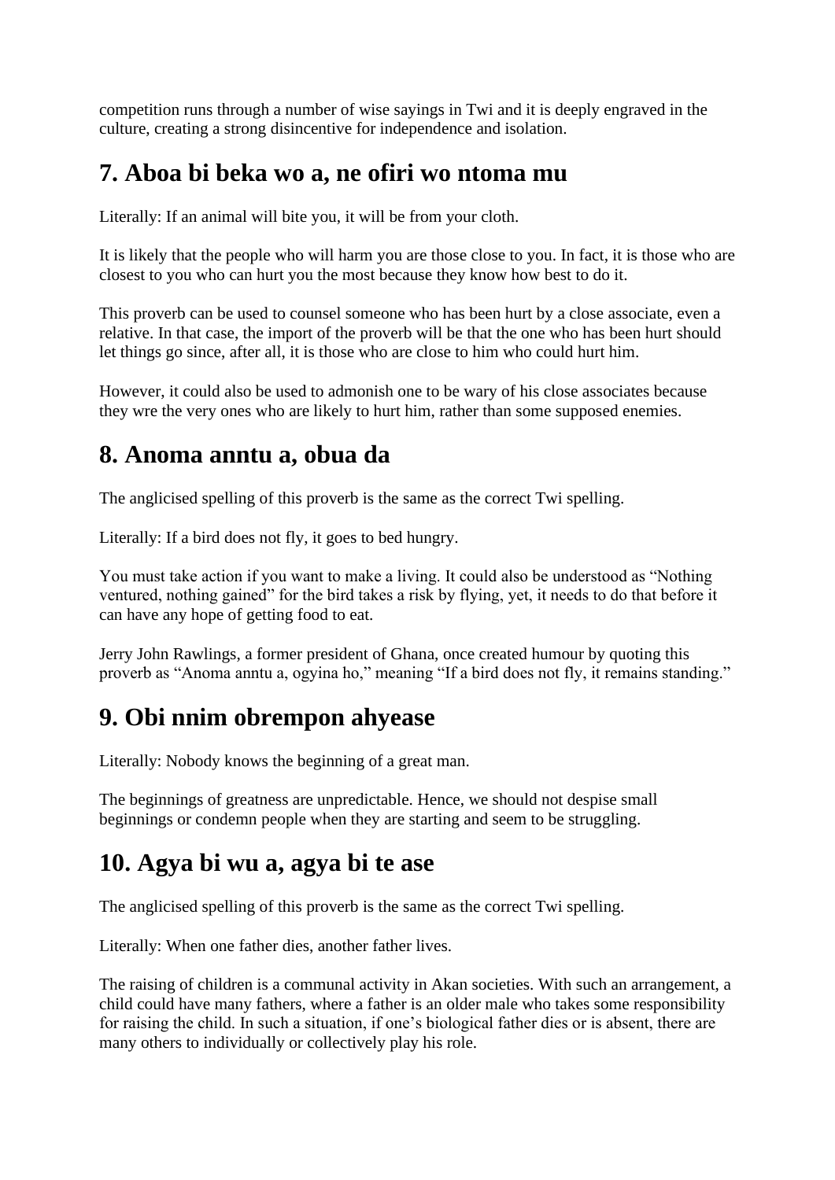competition runs through a number of wise sayings in Twi and it is deeply engraved in the culture, creating a strong disincentive for independence and isolation.

## 7. Aboa bi beka wo a, ne ofiri wo ntoma mu

Literally: If an animal will bite you, it will be from your cloth.

It is likely that the people who will harm you are those close to you. In fact, it is those who are closest to you who can hurt you the most because they know how best to do it.

This proverb can be used to counsel someone who has been hurt by a close associate, even a relative. In that case, the import of the proverb will be that the one who has been hurt should let things go since, after all, it is those who are close to him who could hurt him.

However, it could also be used to admonish one to be wary of his close associates because they wre the very ones who are likely to hurt him, rather than some supposed enemies.

## 8. Anoma anntu a, obua da

The anglicised spelling of this proverb is the same as the correct Twi spelling.

Literally: If a bird does not fly, it goes to bed hungry.

You must take action if you want to make a living. It could also be understood as "Nothing ventured, nothing gained" for the bird takes a risk by flying, yet, it needs to do that before it can have any hope of getting food to eat.

Jerry John Rawlings, a former president of Ghana, once created humour by quoting this proverb as "Anoma anntu a, ogyina ho," meaning "If a bird does not fly, it remains standing."

## 9. Obi nnim obrempon ahyease

Literally: Nobody knows the beginning of a great man.

The beginnings of greatness are unpredictable. Hence, we should not despise small beginnings or condemn people when they are starting and seem to be struggling.

## 10. Agya bi wu a, agya bi te ase

The anglicised spelling of this proverb is the same as the correct Twi spelling.

Literally: When one father dies, another father lives.

The raising of children is a communal activity in Akan societies. With such an arrangement, a child could have many fathers, where a father is an older male who takes some responsibility for raising the child. In such a situation, if one's biological father dies or is absent, there are many others to individually or collectively play his role.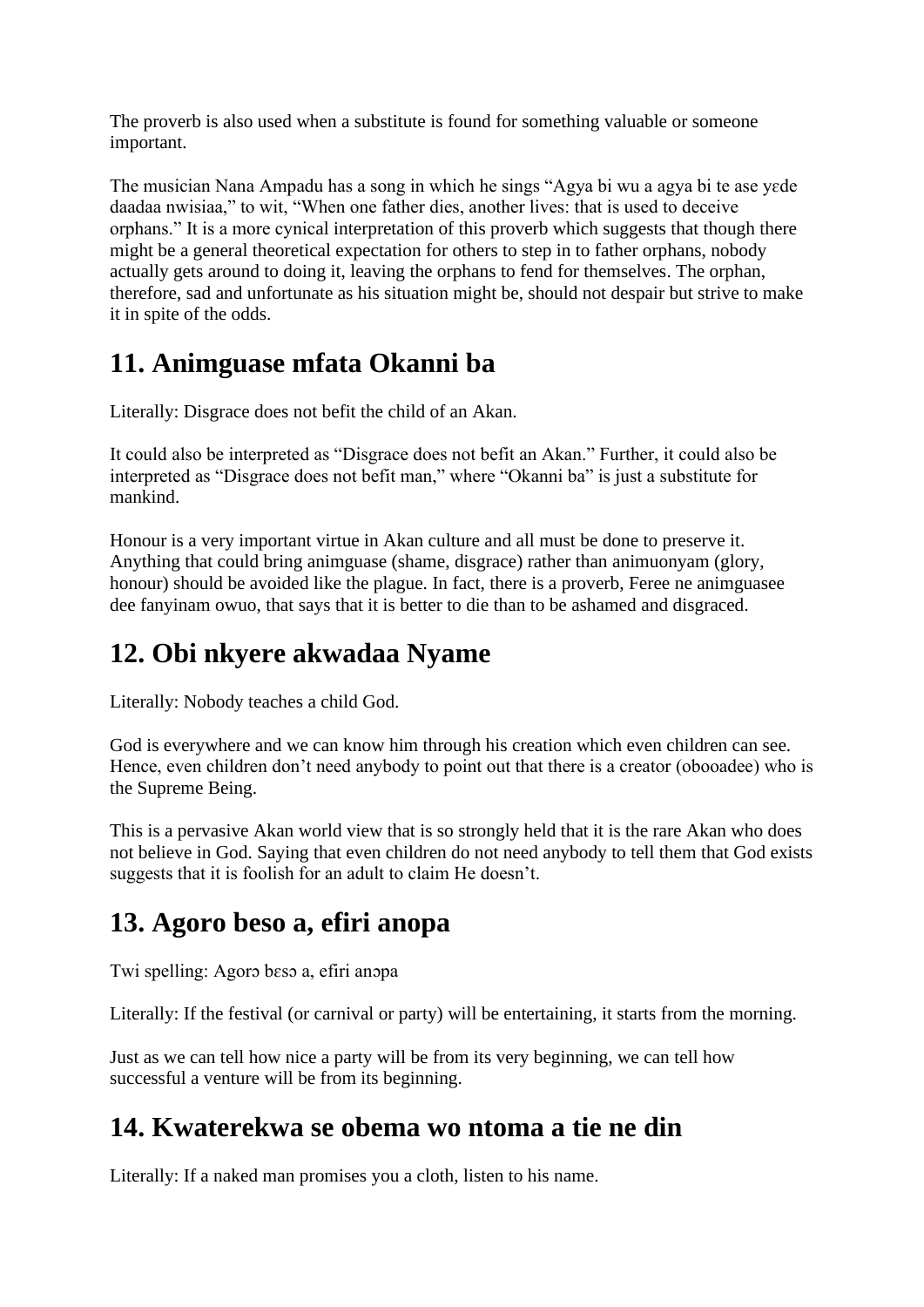The proverb is also used when a substitute is found for something valuable or someone important.

The musician Nana Ampadu has a song in which he sings “Agya bi wu a agya bi te ase yɛde daadaa nwisiaa,” to wit, “When one father dies, another lives: that is used to deceive orphans.” It is a more cynical interpretation of this proverb which suggests that though there might be a general theoretical expectation for others to step in to father orphans, nobody actually gets around to doing it, leaving the orphans to fend for themselves. The orphan, therefore, sad and unfortunate as his situation might be, should not despair but strive to make it in spite of the odds.

## 11. Animguase mfata Okanni ba

Literally: Disgrace does not befit the child of an Akan.

It could also be interpreted as “Disgrace does not befit an Akan.” Further, it could also be interpreted as “Disgrace does not befit man,” where “Okanni ba” is just a substitute for mankind.

Honour is a very important virtue in Akan culture and all must be done to preserve it. Anything that could bring animguase (shame, disgrace) rather than animuonyam (glory, honour) should be avoided like the plague. In fact, there is a proverb, Feree ne animguasee dee fanyinam owuo, that says that it is better to die than to be ashamed and disgraced.

## 12. Obi nkyere akwadaa Nyame

Literally: Nobody teaches a child God.

God is everywhere and we can know him through his creation which even children can see. Hence, even children don’t need anybody to point out that there is a creator (obooadee) who is the Supreme Being.

This is a pervasive Akan world view that is so strongly held that it is the rare Akan who does not believe in God. Saying that even children do not need anybody to tell them that God exists suggests that it is foolish for an adult to claim He doesn’t.

## 13. Agoro beso a, efiri anopa

Twi spelling: Agorɔ bɛsɔ a, efiri anɔpa

Literally: If the festival (or carnival or party) will be entertaining, it starts from the morning.

Just as we can tell how nice a party will be from its very beginning, we can tell how successful a venture will be from its beginning.

## 14. Kwaterekwa se obema wo ntoma a tie ne din

Literally: If a naked man promises you a cloth, listen to his name.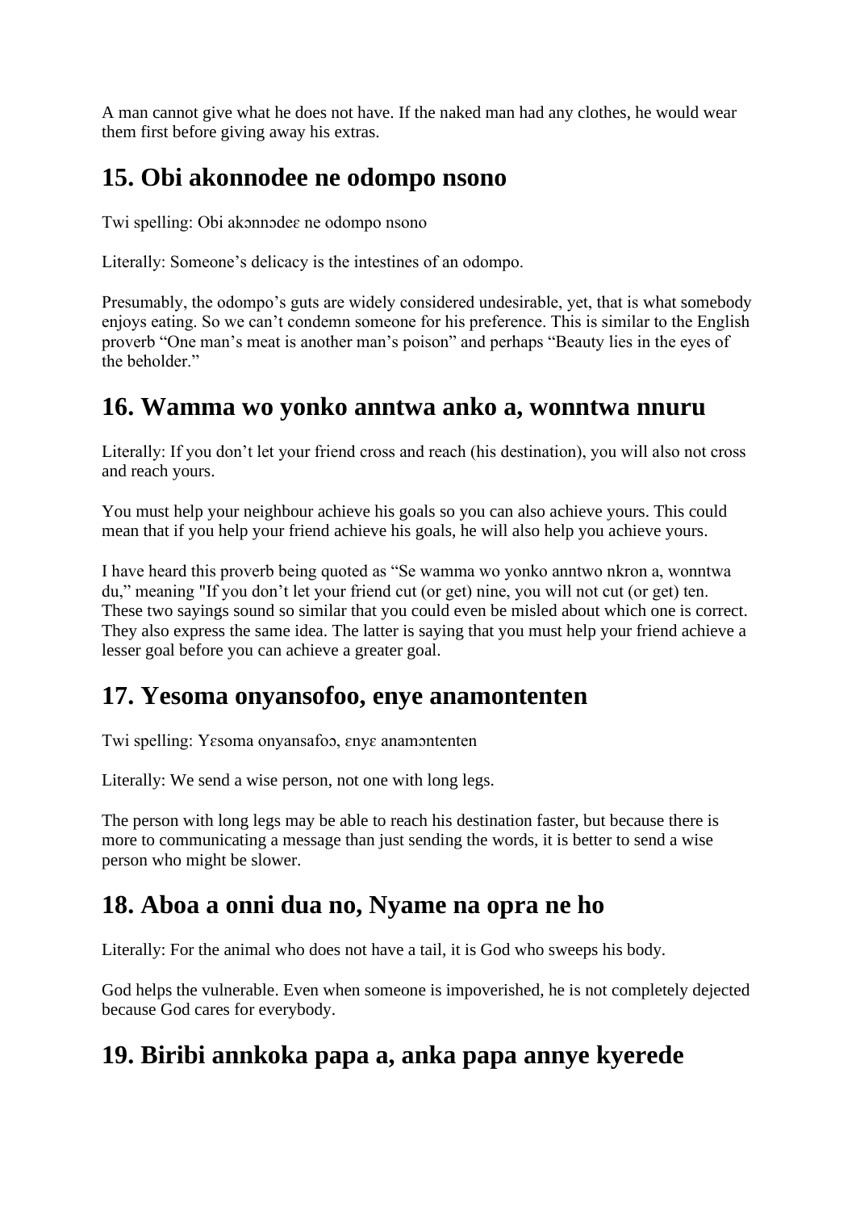A man cannot give what he does not have. If the naked man had any clothes, he would wear them first before giving away his extras.

## 15. Obi akonnodee ne odompo nsono

Twi spelling: Obi akɔnnɔdeɛ ne odompo nsono

Literally: Someone's delicacy is the intestines of an odompo.

Presumably, the odompo's guts are widely considered undesirable, yet, that is what somebody enjoys eating. So we can't condemn someone for his preference. This is similar to the English proverb "One man's meat is another man's poison" and perhaps "Beauty lies in the eyes of the beholder."

## 16. Wamma wo yonko anntwa anko a, wonntwa nnuru

Literally: If you don't let your friend cross and reach (his destination), you will also not cross and reach yours.

You must help your neighbour achieve his goals so you can also achieve yours. This could mean that if you help your friend achieve his goals, he will also help you achieve yours.

I have heard this proverb being quoted as "Se wamma wo yonko anntwo nkron a, wonntwa du," meaning "If you don't let your friend cut (or get) nine, you will not cut (or get) ten. These two sayings sound so similar that you could even be misled about which one is correct. They also express the same idea. The latter is saying that you must help your friend achieve a lesser goal before you can achieve a greater goal.

## 17. Yesoma onyansofoo, enye anamontenten

Twi spelling: Yɛsoma onyansafoɔ, ɛnyɛ anamɔntenten

Literally: We send a wise person, not one with long legs.

The person with long legs may be able to reach his destination faster, but because there is more to communicating a message than just sending the words, it is better to send a wise person who might be slower.

## 18. Aboa a onni dua no, Nyame na opra ne ho

Literally: For the animal who does not have a tail, it is God who sweeps his body.

God helps the vulnerable. Even when someone is impoverished, he is not completely dejected because God cares for everybody.

## 19. Biribi annkoka papa a, anka papa annye kyerede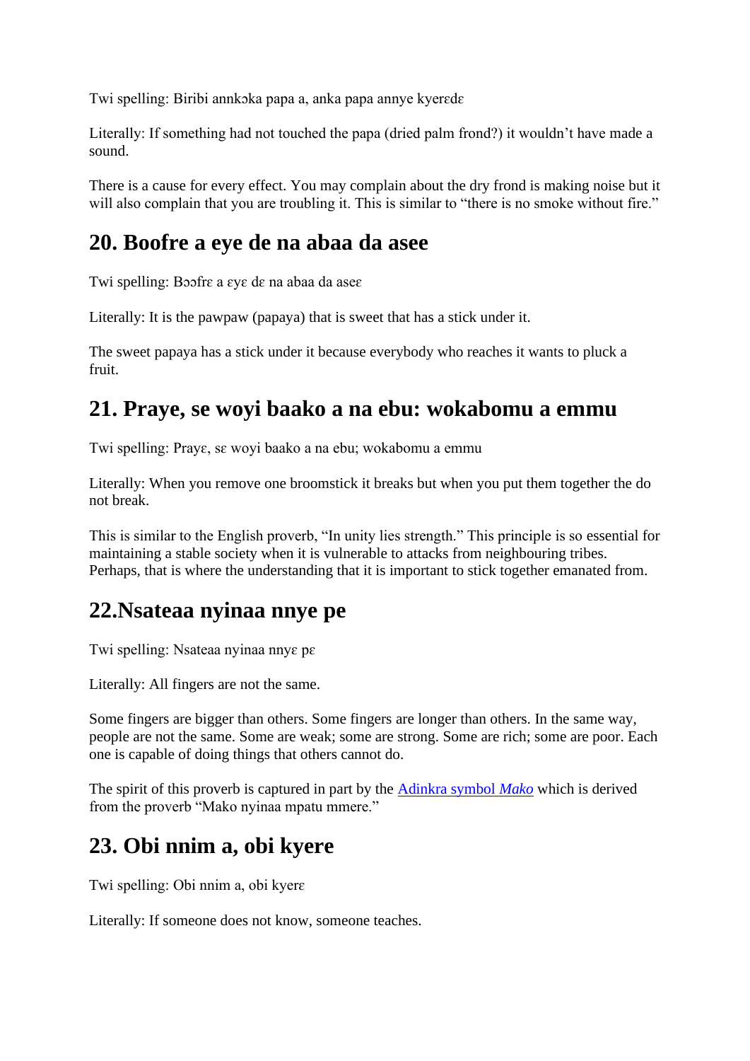Twi spelling: Biribi annkɔka papa a, anka papa annyɛ kyerɛdɛ

Literally: If something had not touched the papa (dried palm frond?) it wouldn't have made a sound.

There is a cause for every effect. You may complain about the dry frond is making noise but it will also complain that you are troubling it. This is similar to "there is no smoke without fire."

## 20. Boofre a eye de na abaa da asee

Twi spelling: Bɔɔfrɛ a ɛyɛ dɛ na abaa da aseɛ

Literally: It is the pawpaw (papaya) that is sweet that has a stick under it.

The sweet papaya has a stick under it because everybody who reaches it wants to pluck a fruit.

## 21. Praye, se woyi baako a na ebu: wokabomu a emmu

Twi spelling: Prayɛ, sɛ woyi baako a na ebu; wokabomu a emmu

Literally: When you remove one broomstick it breaks but when you put them together the do not break.

This is similar to the English proverb, "In unity lies strength." This principle is so essential for maintaining a stable society when it is vulnerable to attacks from neighbouring tribes. Perhaps, that is where the understanding that it is important to stick together emanated from.

## 22.Nsateaa nyinaa nnye pe

Twi spelling: Nsateaa nyinaa nnyɛ pɛ

Literally: All fingers are not the same.

Some fingers are bigger than others. Some fingers are longer than others. In the same way, people are not the same. Some are weak; some are strong. Some are rich; some are poor. Each one is capable of doing things that others cannot do.

The spirit of this proverb is captured in part by the Adinkra symbol *Mako* which is derived from the proverb "Mako nyinaa mpatu mmere."

## 23. Obi nnim a, obi kyere

Twi spelling: Obi nnim a, obi kyerɛ

Literally: If someone does not know, someone teaches.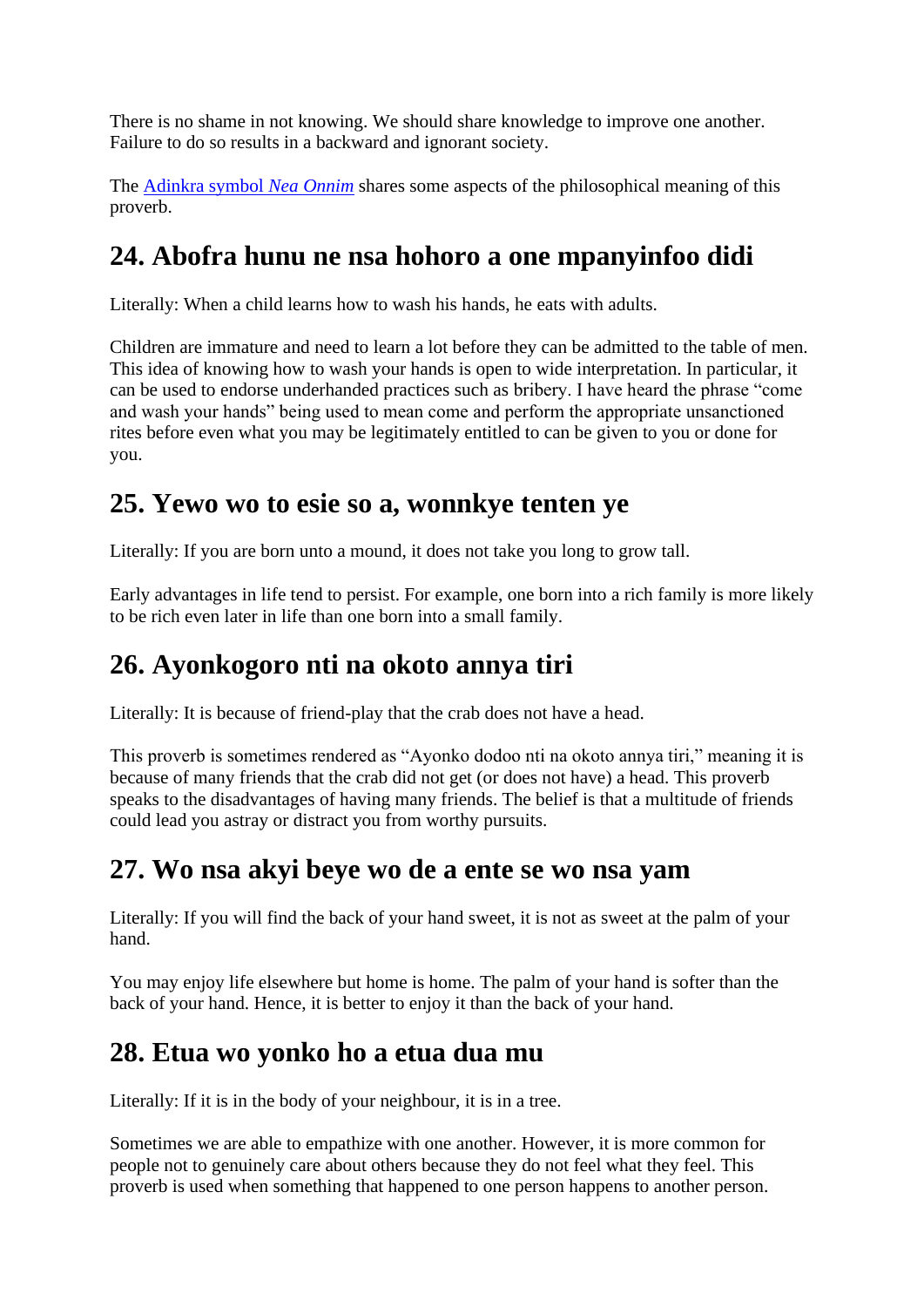There is no shame in not knowing. We should share knowledge to improve one another. Failure to do so results in a backward and ignorant society.

The [Adinkra symbol *Nea Onnim*]() shares some aspects of the philosophical meaning of this proverb.

## 24. Abofra hunu ne nsa hohoro a one mpanyinfoo didi

Literally: When a child learns how to wash his hands, he eats with adults.

Children are immature and need to learn a lot before they can be admitted to the table of men. This idea of knowing how to wash your hands is open to wide interpretation. In particular, it can be used to endorse underhanded practices such as bribery. I have heard the phrase "come and wash your hands" being used to mean come and perform the appropriate unsanctioned rites before even what you may be legitimately entitled to can be given to you or done for you.

## 25. Yewo wo to esie so a, wonnkye tenten ye

Literally: If you are born unto a mound, it does not take you long to grow tall.

Early advantages in life tend to persist. For example, one born into a rich family is more likely to be rich even later in life than one born into a small family.

## 26. Ayonkogoro nti na okoto annya tiri

Literally: It is because of friend-play that the crab does not have a head.

This proverb is sometimes rendered as "Ayonko dodoo nti na okoto annya tiri," meaning it is because of many friends that the crab did not get (or does not have) a head. This proverb speaks to the disadvantages of having many friends. The belief is that a multitude of friends could lead you astray or distract you from worthy pursuits.

## 27. Wo nsa akyi beye wo de a ente se wo nsa yam

Literally: If you will find the back of your hand sweet, it is not as sweet at the palm of your hand.

You may enjoy life elsewhere but home is home. The palm of your hand is softer than the back of your hand. Hence, it is better to enjoy it than the back of your hand.

## 28. Etua wo yonko ho a etua dua mu

Literally: If it is in the body of your neighbour, it is in a tree.

Sometimes we are able to empathize with one another. However, it is more common for people not to genuinely care about others because they do not feel what they feel. This proverb is used when something that happened to one person happens to another person.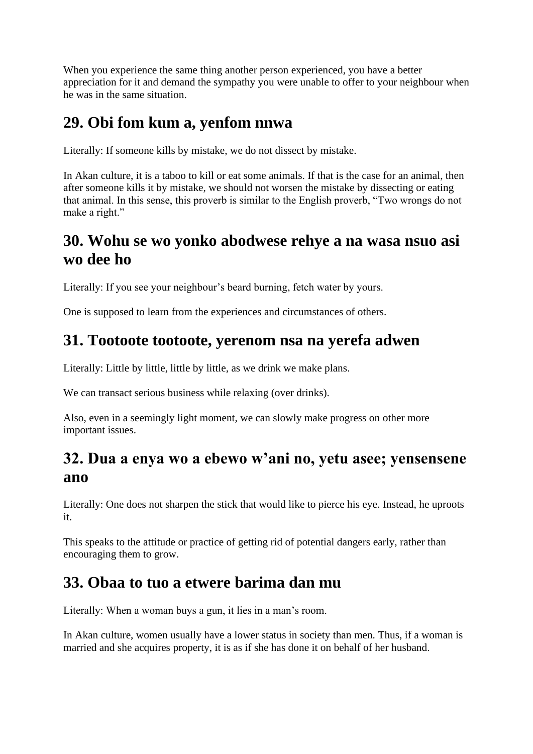When you experience the same thing another person experienced, you have a better appreciation for it and demand the sympathy you were unable to offer to your neighbour when he was in the same situation.

## 29. Obi fom kum a, yenfom nnwa

Literally: If someone kills by mistake, we do not dissect by mistake.

In Akan culture, it is a taboo to kill or eat some animals. If that is the case for an animal, then after someone kills it by mistake, we should not worsen the mistake by dissecting or eating that animal. In this sense, this proverb is similar to the English proverb, "Two wrongs do not make a right."

## 30. Wohu se wo yonko abodwese rehye a na wasa nsuo asi wo dee ho

Literally: If you see your neighbour's beard burning, fetch water by yours.

One is supposed to learn from the experiences and circumstances of others.

## 31. Tootoote tootoote, yerenom nsa na yerefa adwen

Literally: Little by little, little by little, as we drink we make plans.

We can transact serious business while relaxing (over drinks).

Also, even in a seemingly light moment, we can slowly make progress on other more important issues.

## 32. Dua a enya wo a ebewo w'ani no, yetu asee; yensensene ano

Literally: One does not sharpen the stick that would like to pierce his eye. Instead, he uproots it.

This speaks to the attitude or practice of getting rid of potential dangers early, rather than encouraging them to grow.

## 33. Obaa to tuo a etwere barima dan mu

Literally: When a woman buys a gun, it lies in a man's room.

In Akan culture, women usually have a lower status in society than men. Thus, if a woman is married and she acquires property, it is as if she has done it on behalf of her husband.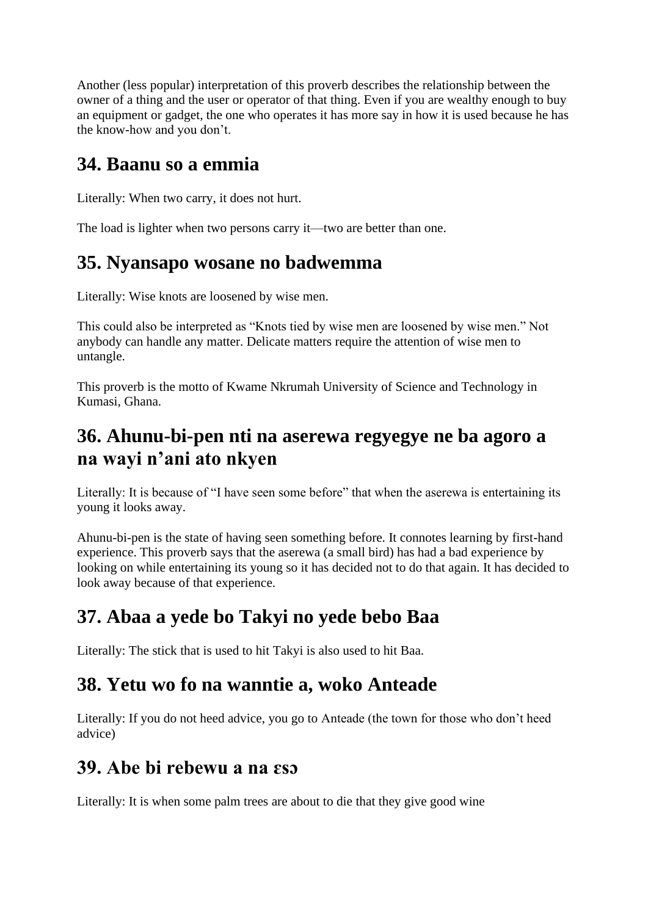Another (less popular) interpretation of this proverb describes the relationship between the owner of a thing and the user or operator of that thing. Even if you are wealthy enough to buy an equipment or gadget, the one who operates it has more say in how it is used because he has the know-how and you don't.

## 34. Baanu so a emmia

Literally: When two carry, it does not hurt.

The load is lighter when two persons carry it—two are better than one.

## 35. Nyansapo wosane no badwemma

Literally: Wise knots are loosened by wise men.

This could also be interpreted as "Knots tied by wise men are loosened by wise men." Not anybody can handle any matter. Delicate matters require the attention of wise men to untangle.

This proverb is the motto of Kwame Nkrumah University of Science and Technology in Kumasi, Ghana.

## 36. Ahunu-bi-pen nti na aserewa regyegye ne ba agoro a na wayi n'ani ato nkyen

Literally: It is because of "I have seen some before" that when the aserewa is entertaining its young it looks away.

Ahunu-bi-pen is the state of having seen something before. It connotes learning by first-hand experience. This proverb says that the aserewa (a small bird) has had a bad experience by looking on while entertaining its young so it has decided not to do that again. It has decided to look away because of that experience.

## 37. Abaa a yede bo Takyi no yede bebo Baa

Literally: The stick that is used to hit Takyi is also used to hit Baa.

## 38. Yetu wo fo na wanntie a, woko Anteade

Literally: If you do not heed advice, you go to Anteade (the town for those who don't heed advice)

## 39. Abe bi rebewu a na ɛsɔ

Literally: It is when some palm trees are about to die that they give good wine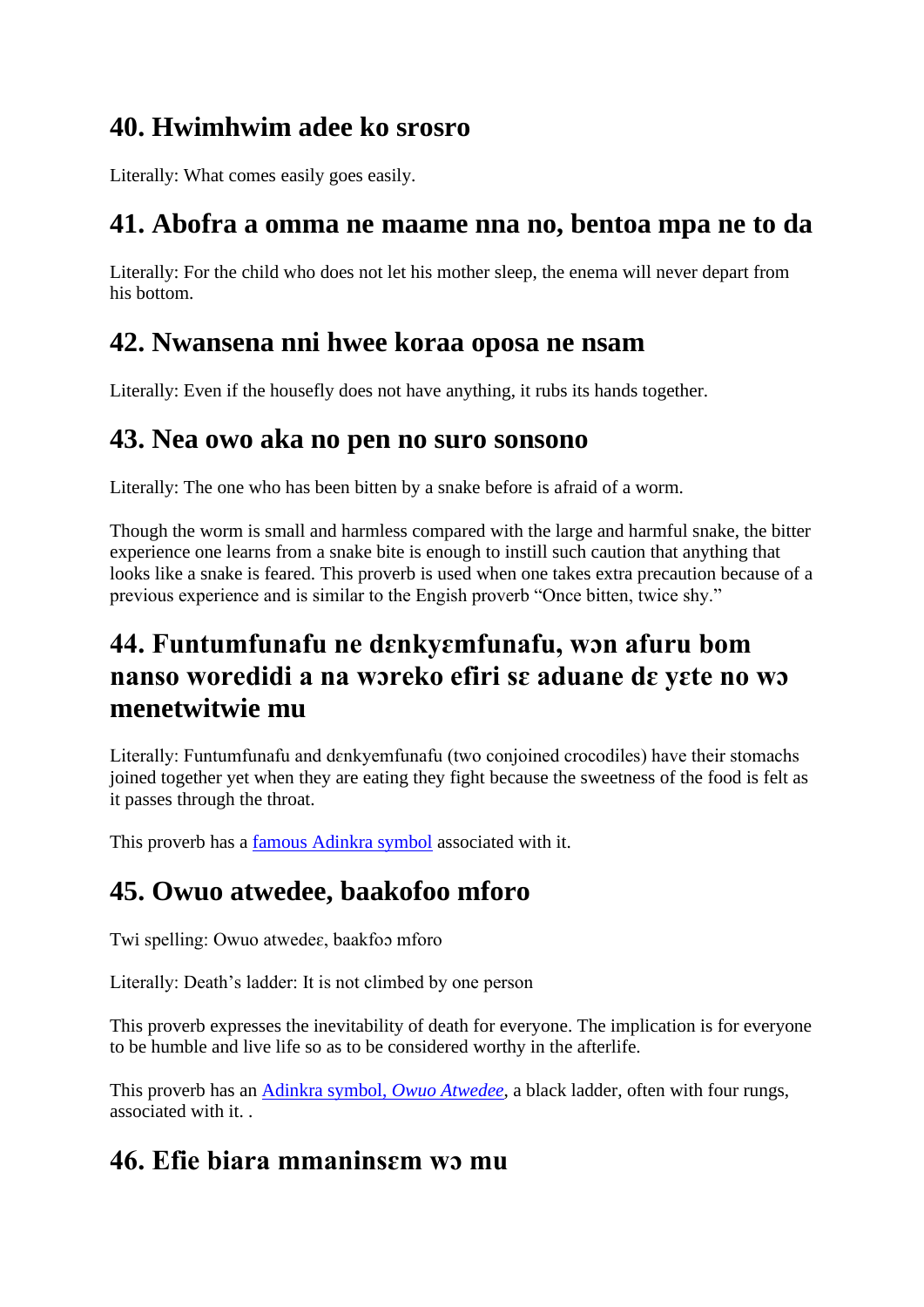## 40. Hwimhwim adee ko srosro

Literally: What comes easily goes easily.

## 41. Abofra a omma ne maame nna no, bentoa mpa ne to da

Literally: For the child who does not let his mother sleep, the enema will never depart from his bottom.

## 42. Nwansena nni hwee koraa oposa ne nsam

Literally: Even if the housefly does not have anything, it rubs its hands together.

## 43. Nea owo aka no pen no suro sonsono

Literally: The one who has been bitten by a snake before is afraid of a worm.

Though the worm is small and harmless compared with the large and harmful snake, the bitter experience one learns from a snake bite is enough to instill such caution that anything that looks like a snake is feared. This proverb is used when one takes extra precaution because of a previous experience and is similar to the Engish proverb “Once bitten, twice shy.”

## 44. Funtumfunafu ne dɛnkyɛmfunafu, wɔn afuru bom nanso woredidi a na wɔreko efiri sɛ aduane dɛ yɛte no wɔ menetwitwie mu

Literally: Funtumfunafu and dɛnkyemfunafu (two conjoined crocodiles) have their stomachs joined together yet when they are eating they fight because the sweetness of the food is felt as it passes through the throat.

This proverb has a famous Adinkra symbol associated with it.

## 45. Owuo atwedee, baakofoo mforo

Twi spelling: Owuo atwedeɛ, baakfoɔ mforo

Literally: Death’s ladder: It is not climbed by one person

This proverb expresses the inevitability of death for everyone. The implication is for everyone to be humble and live life so as to be considered worthy in the afterlife.

This proverb has an Adinkra symbol, *Owuo Atwedee*, a black ladder, often with four rungs, associated with it. .

## 46. Efie biara mmaninsɛm wɔ mu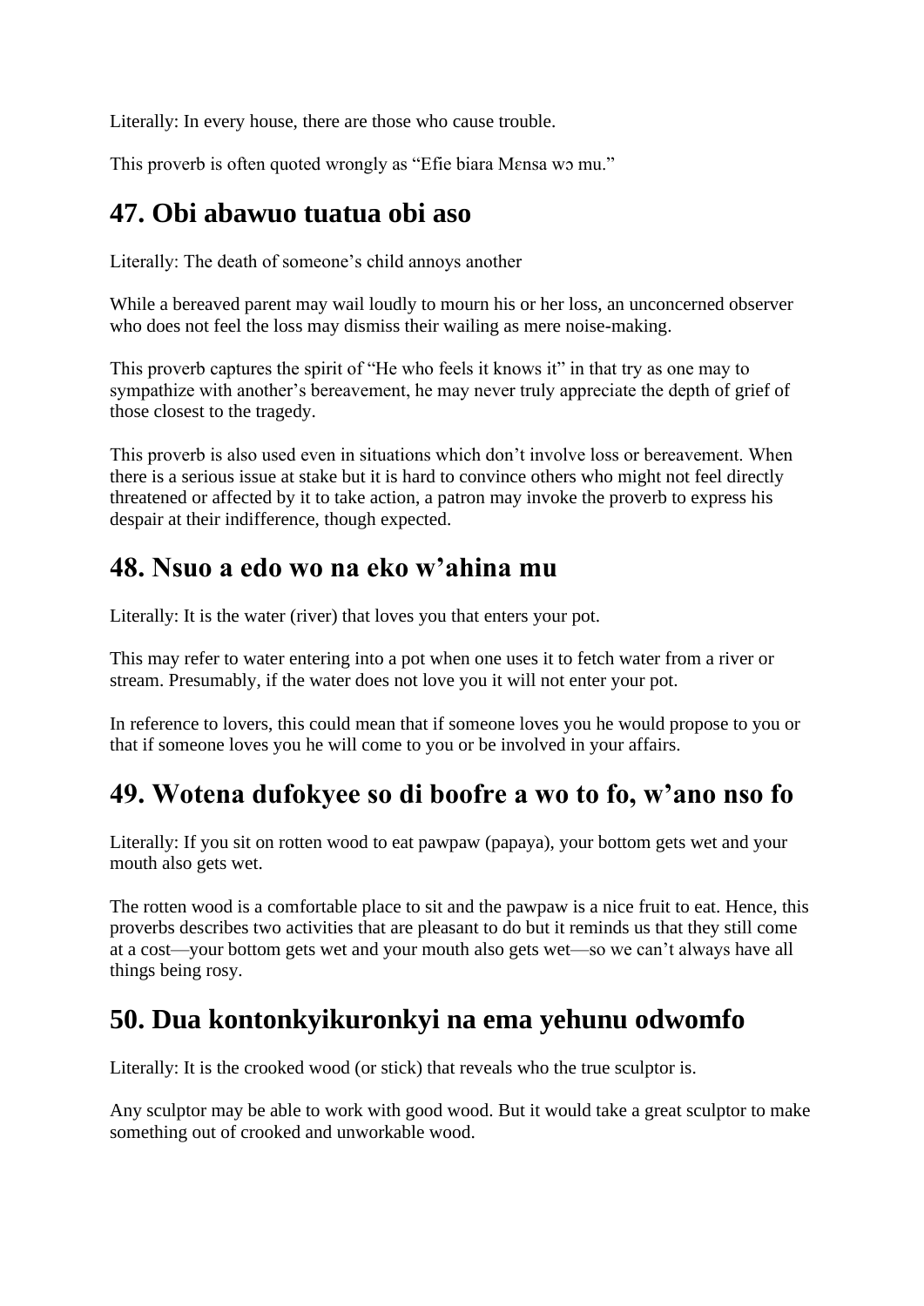Literally: In every house, there are those who cause trouble.

This proverb is often quoted wrongly as “Efie biara Mɛnsa wɔ mu.”

## 47. Obi abawuo tuatua obi aso

Literally: The death of someone’s child annoys another

While a bereaved parent may wail loudly to mourn his or her loss, an unconcerned observer who does not feel the loss may dismiss their wailing as mere noise-making.

This proverb captures the spirit of “He who feels it knows it” in that try as one may to sympathize with another’s bereavement, he may never truly appreciate the depth of grief of those closest to the tragedy.

This proverb is also used even in situations which don’t involve loss or bereavement. When there is a serious issue at stake but it is hard to convince others who might not feel directly threatened or affected by it to take action, a patron may invoke the proverb to express his despair at their indifference, though expected.

## 48. Nsuo a edo wo na eko w’ahina mu

Literally: It is the water (river) that loves you that enters your pot.

This may refer to water entering into a pot when one uses it to fetch water from a river or stream. Presumably, if the water does not love you it will not enter your pot.

In reference to lovers, this could mean that if someone loves you he would propose to you or that if someone loves you he will come to you or be involved in your affairs.

## 49. Wotena dufokyee so di boofre a wo to fo, w’ano nso fo

Literally: If you sit on rotten wood to eat pawpaw (papaya), your bottom gets wet and your mouth also gets wet.

The rotten wood is a comfortable place to sit and the pawpaw is a nice fruit to eat. Hence, this proverbs describes two activities that are pleasant to do but it reminds us that they still come at a cost—your bottom gets wet and your mouth also gets wet—so we can’t always have all things being rosy.

## 50. Dua kontonkyikuronkyi na ema yehunu odwomfo

Literally: It is the crooked wood (or stick) that reveals who the true sculptor is.

Any sculptor may be able to work with good wood. But it would take a great sculptor to make something out of crooked and unworkable wood.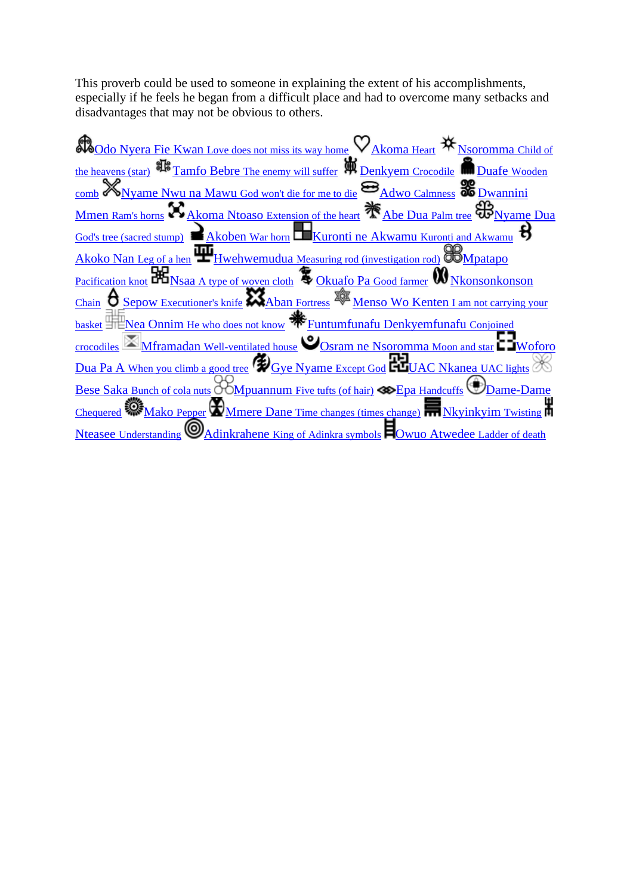This proverb could be used to someone in explaining the extent of his accomplishments, especially if he feels he began from a difficult place and had to overcome many setbacks and disadvantages that may not be obvious to others.

Odo Nyera Fie Kwan Love does not miss its way home Akoma Heart Nsoromma Child of the heavens (star) Tamfo Bebre The enemy will suffer Denkyem Crocodile Duafe Wooden comb Nyame Nwu na Mawu God won't die for me to die Adwo Calmness Dwannini Mmen Ram's horns Akoma Ntoaso Extension of the heart Abe Dua Palm tree Nyame Dua God's tree (sacred stump) Akoben War horn Kuronti ne Akwamu Kuronti and Akwamu Akoko Nan Leg of a hen Hwehwemudua Measuring rod (investigation rod) Mpatapo Pacification knot Nsaa A type of woven cloth Okuafo Pa Good farmer Nkonsonkonson Chain Sepow Executioner's knife Aban Fortress Menso Wo Kenten I am not carrying your basket Nea Onnim He who does not know Funtumfunafu Denkyemfunafu Conjoined crocodiles Mframadan Well-ventilated house Osram ne Nsoromma Moon and star Woforo Dua Pa A When you climb a good tree Gye Nyame Except God UAC Nkanea UAC lights Bese Saka Bunch of cola nuts Mpuannum Five tufts (of hair) Epa Handcuffs Dame-Dame Chequered Mako Pepper Mmere Dane Time changes (times change) Nkyinkyim Twisting Nteasee Understanding Adinkrahene King of Adinkra symbols Owuo Atwedee Ladder of death